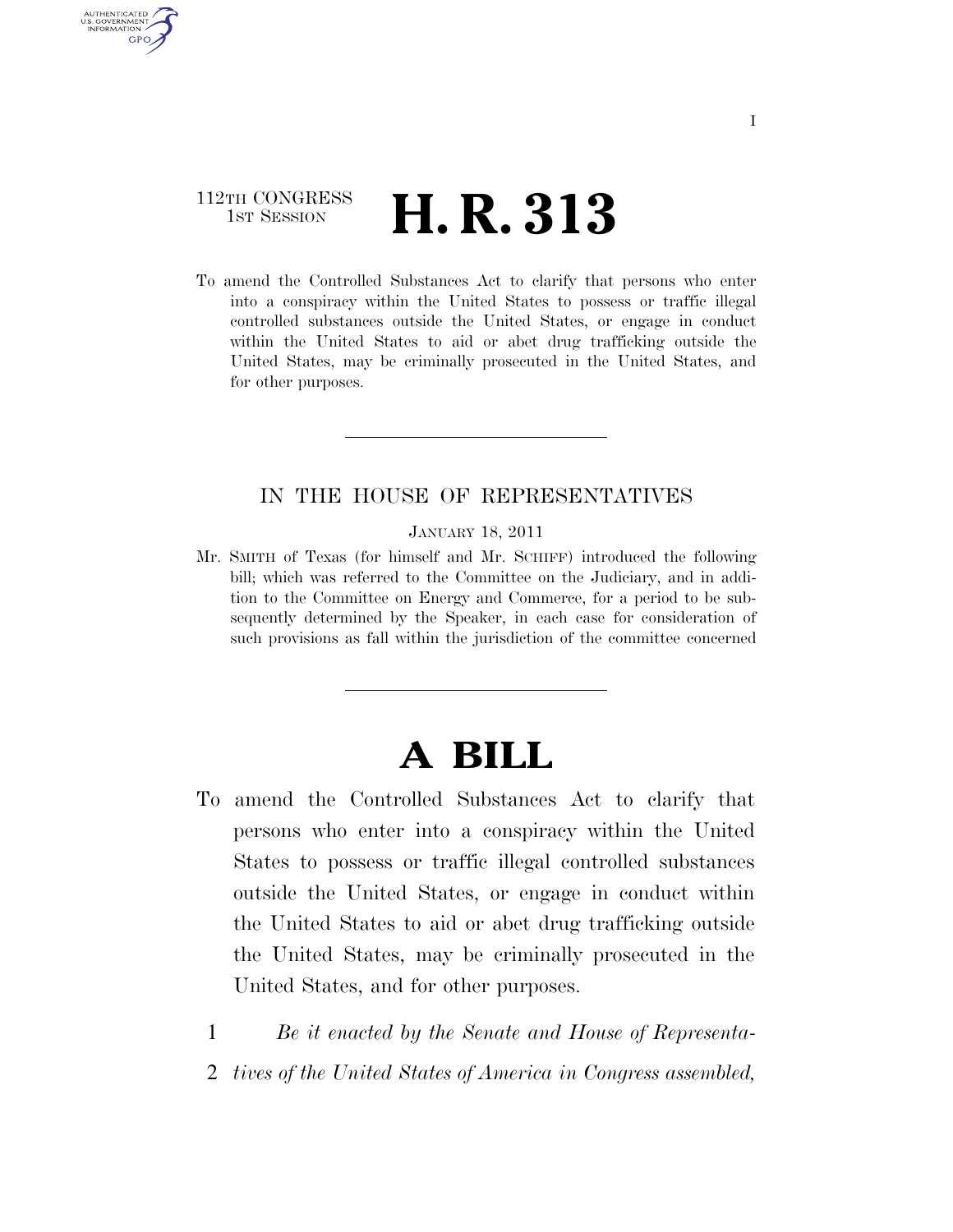112TH CONGRESS
1ST SESSION

# H. R. 313

To amend the Controlled Substances Act to clarify that persons who enter into a conspiracy within the United States to possess or traffic illegal controlled substances outside the United States, or engage in conduct within the United States to aid or abet drug trafficking outside the United States, may be criminally prosecuted in the United States, and for other purposes.

---

IN THE HOUSE OF REPRESENTATIVES

JANUARY 18, 2011

Mr. SMITH of Texas (for himself and Mr. SCHIFF) introduced the following bill; which was referred to the Committee on the Judiciary, and in addition to the Committee on Energy and Commerce, for a period to be subsequently determined by the Speaker, in each case for consideration of such provisions as fall within the jurisdiction of the committee concerned

---

# A BILL

To amend the Controlled Substances Act to clarify that persons who enter into a conspiracy within the United States to possess or traffic illegal controlled substances outside the United States, or engage in conduct within the United States to aid or abet drug trafficking outside the United States, may be criminally prosecuted in the United States, and for other purposes.

1 *Be it enacted by the Senate and House of Representa-*
2 *tives of the United States of America in Congress assembled,*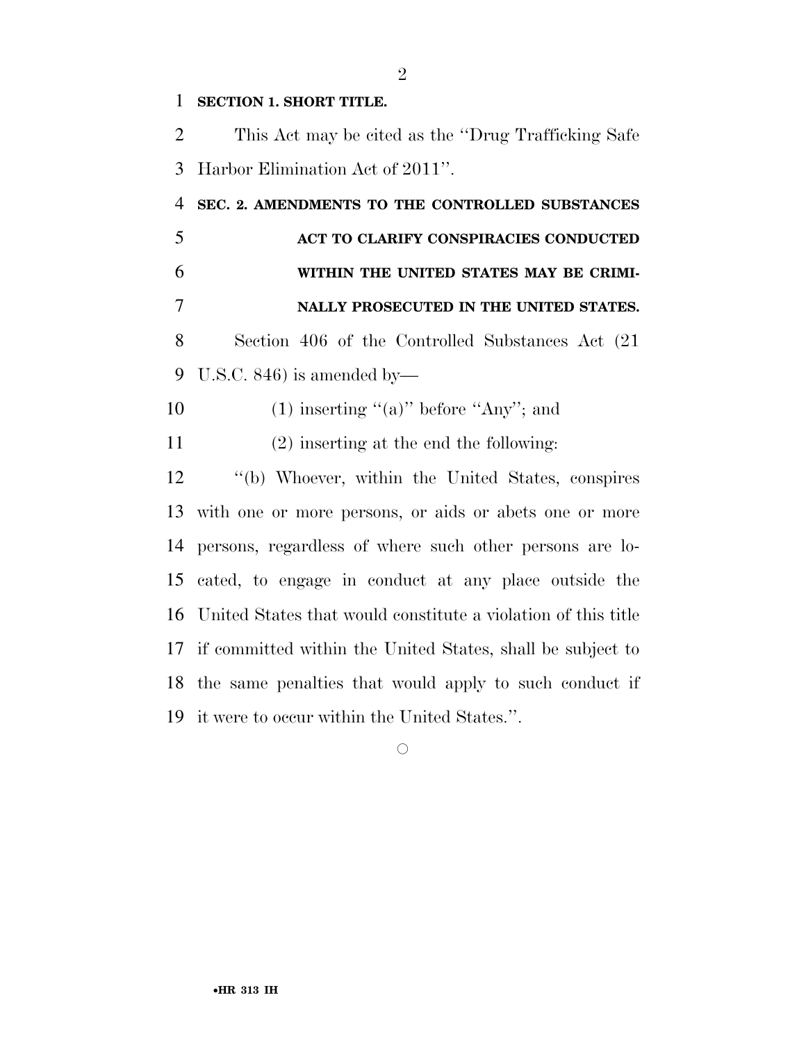**SECTION 1. SHORT TITLE.**

This Act may be cited as the ''Drug Trafficking Safe Harbor Elimination Act of 2011''.

**SEC. 2. AMENDMENTS TO THE CONTROLLED SUBSTANCES ACT TO CLARIFY CONSPIRACIES CONDUCTED WITHIN THE UNITED STATES MAY BE CRIMINALLY PROSECUTED IN THE UNITED STATES.**

Section 406 of the Controlled Substances Act (21 U.S.C. 846) is amended by—

(1) inserting ''(a)'' before ''Any''; and

(2) inserting at the end the following:

''(b) Whoever, within the United States, conspires with one or more persons, or aids or abets one or more persons, regardless of where such other persons are located, to engage in conduct at any place outside the United States that would constitute a violation of this title if committed within the United States, shall be subject to the same penalties that would apply to such conduct if it were to occur within the United States.''.

○